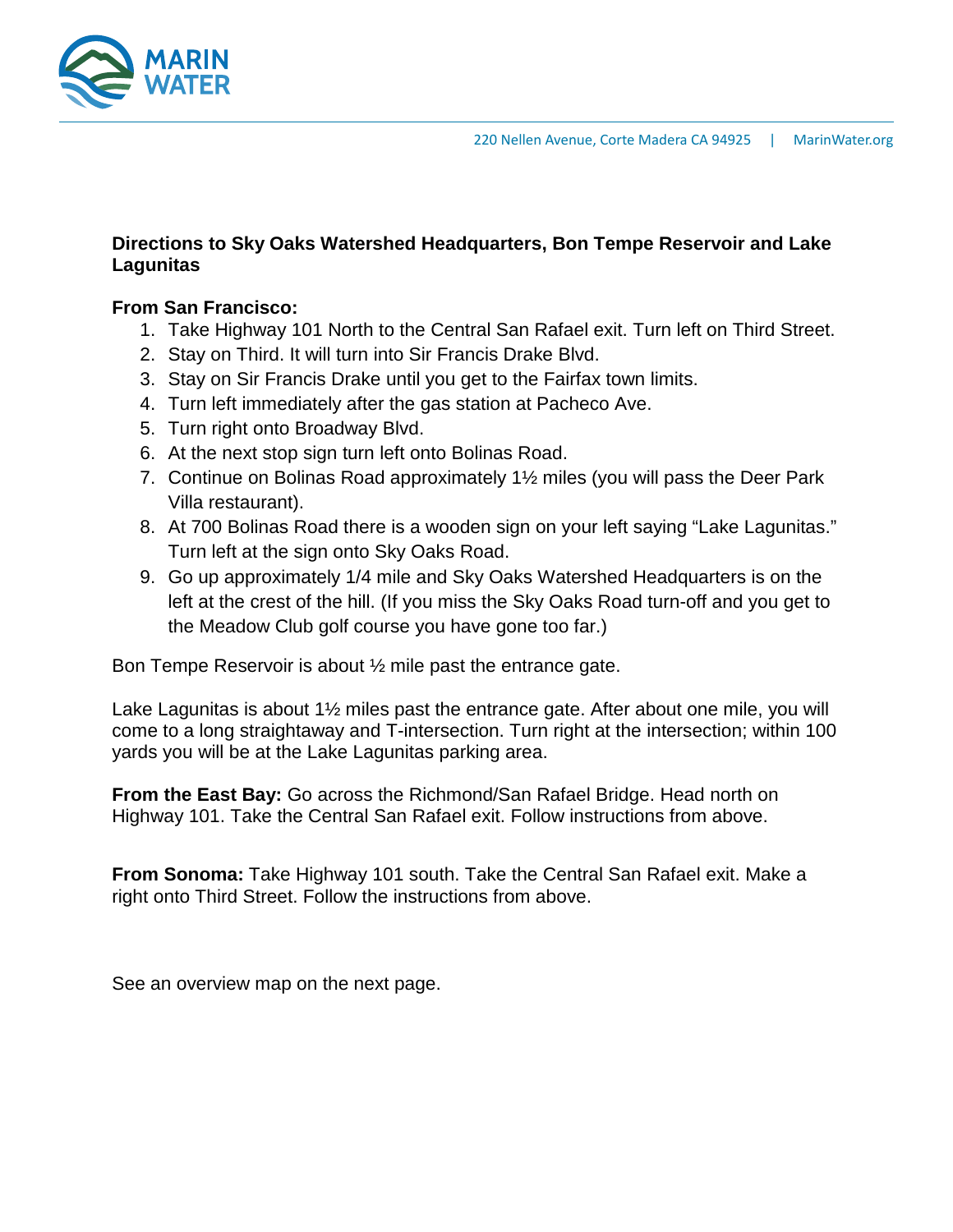MARIN WATER

220 Nellen Avenue, Corte Madera CA 94925 | MarinWater.org

## Directions to Sky Oaks Watershed Headquarters, Bon Tempe Reservoir and Lake Lagunitas

**From San Francisco:**

1. Take Highway 101 North to the Central San Rafael exit. Turn left on Third Street.
2. Stay on Third. It will turn into Sir Francis Drake Blvd.
3. Stay on Sir Francis Drake until you get to the Fairfax town limits.
4. Turn left immediately after the gas station at Pacheco Ave.
5. Turn right onto Broadway Blvd.
6. At the next stop sign turn left onto Bolinas Road.
7. Continue on Bolinas Road approximately 1½ miles (you will pass the Deer Park Villa restaurant).
8. At 700 Bolinas Road there is a wooden sign on your left saying "Lake Lagunitas." Turn left at the sign onto Sky Oaks Road.
9. Go up approximately 1/4 mile and Sky Oaks Watershed Headquarters is on the left at the crest of the hill. (If you miss the Sky Oaks Road turn-off and you get to the Meadow Club golf course you have gone too far.)

Bon Tempe Reservoir is about ½ mile past the entrance gate.

Lake Lagunitas is about 1½ miles past the entrance gate. After about one mile, you will come to a long straightaway and T-intersection. Turn right at the intersection; within 100 yards you will be at the Lake Lagunitas parking area.

**From the East Bay:** Go across the Richmond/San Rafael Bridge. Head north on Highway 101. Take the Central San Rafael exit. Follow instructions from above.

**From Sonoma:** Take Highway 101 south. Take the Central San Rafael exit. Make a right onto Third Street. Follow the instructions from above.

See an overview map on the next page.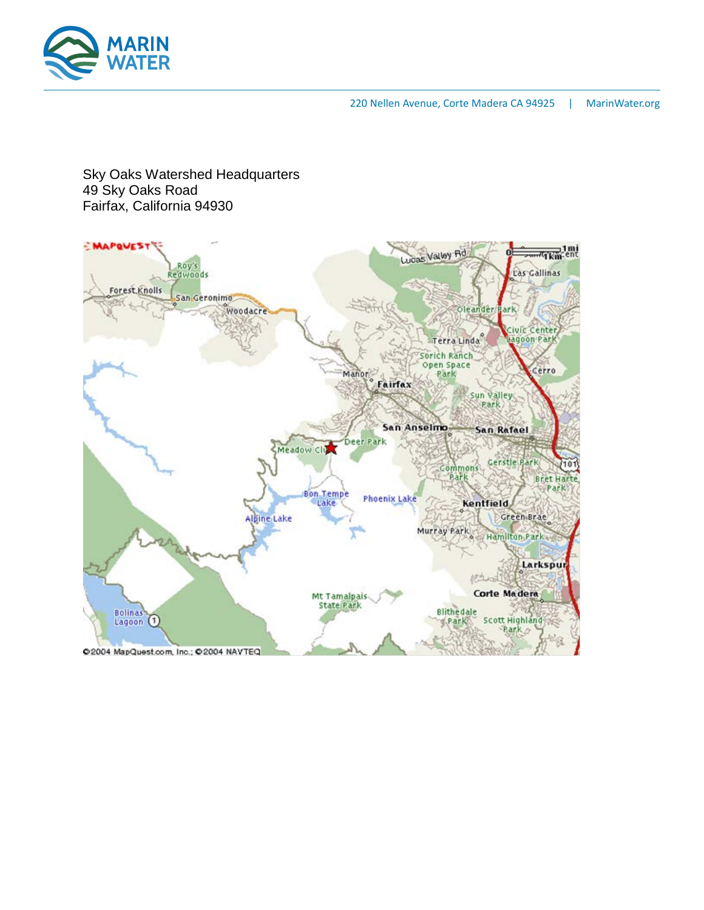Sky Oaks Watershed Headquarters
49 Sky Oaks Road
Fairfax, California 94930

MAPQUEST

0 1mi 1km

Lucas Valley Rd
Las Gallinas
Roy's Redwoods
Forest Knolls
San Geronimo
Woodacre
Oleander Park
Civic Center Lagoon Park
Terra Linda
Sorich Ranch Open Space Park
Manor
Fairfax
Cerro
Sun Valley Park
San Anselmo
San Rafael
Deer Park
Meadow Club
Gerstle Park
101
Commons Park
Bret Harte Park
Bon Tempe Lake
Phoenix Lake
Kentfield
Alpine Lake
Green Brae
Murray Park
Hamilton Park
Larkspur
Corte Madera
Mt Tamalpais State Park
Bolinas Lagoon
1
Blithedale Park
Scott Highland Park

©2004 MapQuest.com, Inc.; ©2004 NAVTEQ